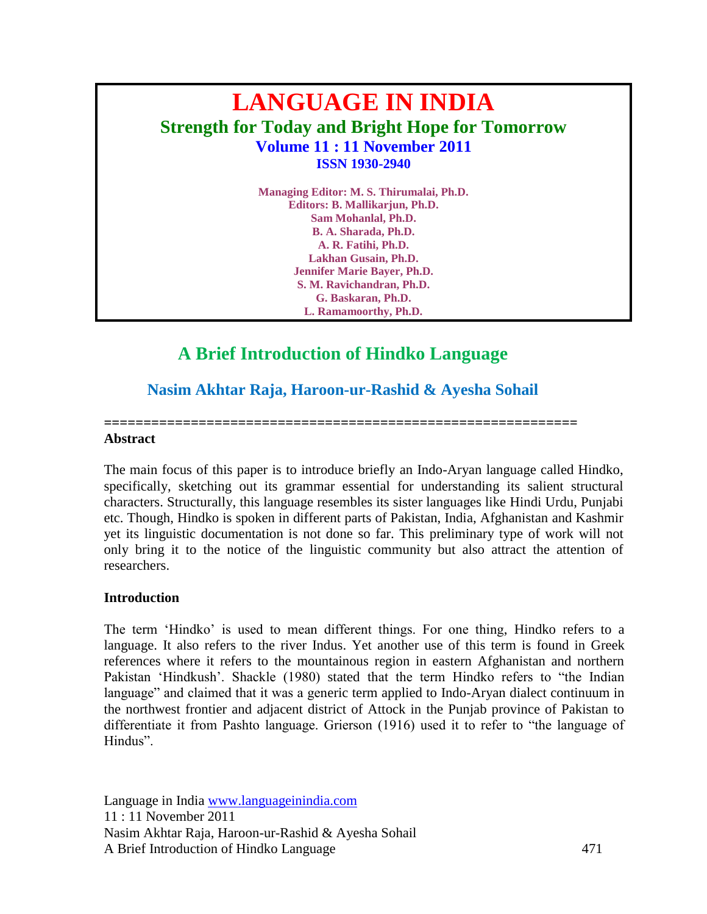# LANGUAGE IN INDIA

## Strength for Today and Bright Hope for Tomorrow

**Volume 11 : 11 November 2011**

**ISSN 1930-2940**

**Managing Editor: M. S. Thirumalai, Ph.D.**
**Editors: B. Mallikarjun, Ph.D.**
**Sam Mohanlal, Ph.D.**
**B. A. Sharada, Ph.D.**
**A. R. Fatihi, Ph.D.**
**Lakhan Gusain, Ph.D.**
**Jennifer Marie Bayer, Ph.D.**
**S. M. Ravichandran, Ph.D.**
**G. Baskaran, Ph.D.**
**L. Ramamoorthy, Ph.D.**

# A Brief Introduction of Hindko Language

### Nasim Akhtar Raja, Haroon-ur-Rashid & Ayesha Sohail

============================================================

**Abstract**

The main focus of this paper is to introduce briefly an Indo-Aryan language called Hindko, specifically, sketching out its grammar essential for understanding its salient structural characters. Structurally, this language resembles its sister languages like Hindi Urdu, Punjabi etc. Though, Hindko is spoken in different parts of Pakistan, India, Afghanistan and Kashmir yet its linguistic documentation is not done so far. This preliminary type of work will not only bring it to the notice of the linguistic community but also attract the attention of researchers.

**Introduction**

The term 'Hindko' is used to mean different things. For one thing, Hindko refers to a language. It also refers to the river Indus. Yet another use of this term is found in Greek references where it refers to the mountainous region in eastern Afghanistan and northern Pakistan 'Hindkush'. Shackle (1980) stated that the term Hindko refers to "the Indian language" and claimed that it was a generic term applied to Indo-Aryan dialect continuum in the northwest frontier and adjacent district of Attock in the Punjab province of Pakistan to differentiate it from Pashto language. Grierson (1916) used it to refer to "the language of Hindus".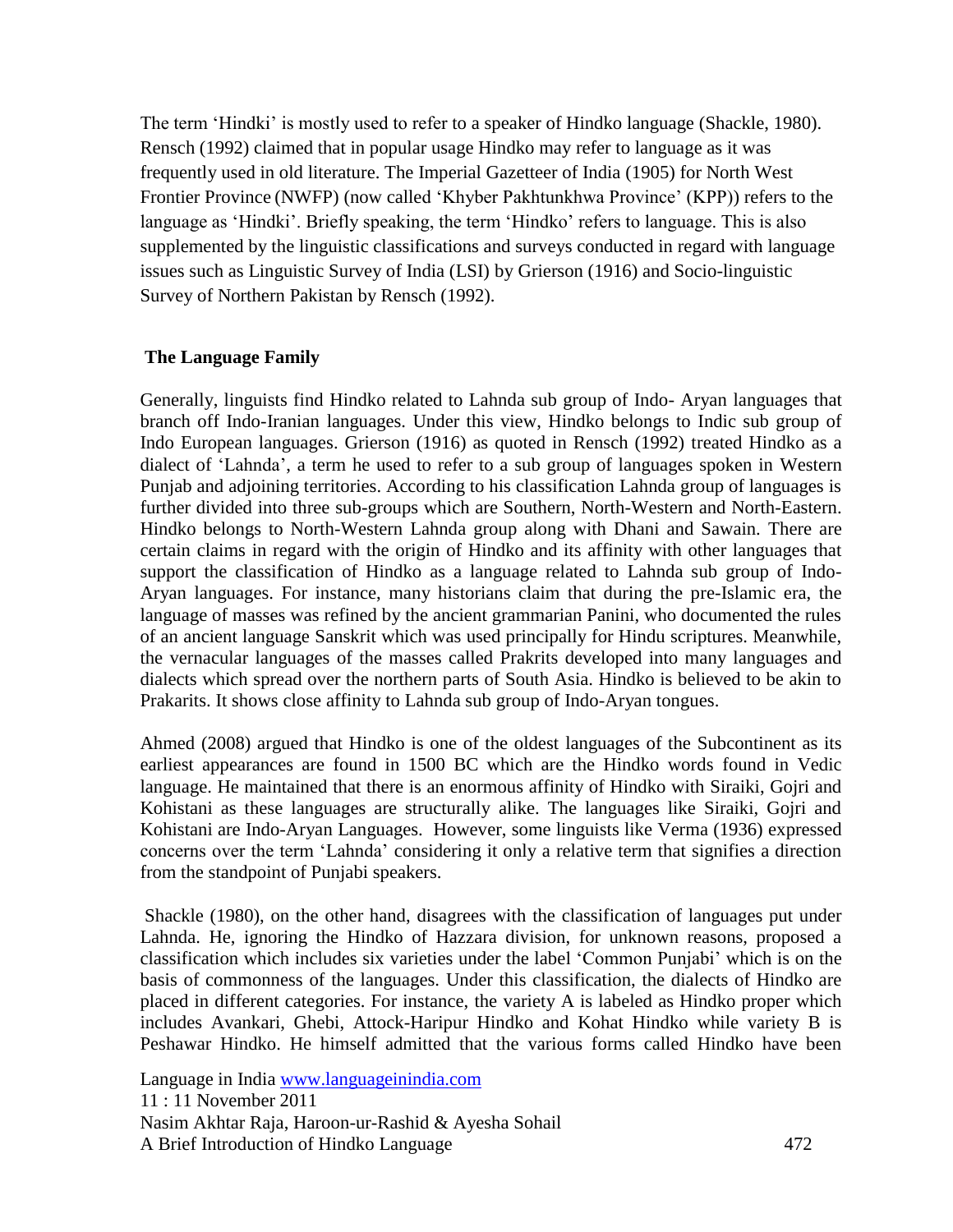The term 'Hindki' is mostly used to refer to a speaker of Hindko language (Shackle, 1980). Rensch (1992) claimed that in popular usage Hindko may refer to language as it was frequently used in old literature. The Imperial Gazetteer of India (1905) for North West Frontier Province (NWFP) (now called 'Khyber Pakhtunkhwa Province' (KPP)) refers to the language as 'Hindki'. Briefly speaking, the term 'Hindko' refers to language. This is also supplemented by the linguistic classifications and surveys conducted in regard with language issues such as Linguistic Survey of India (LSI) by Grierson (1916) and Socio-linguistic Survey of Northern Pakistan by Rensch (1992).

## The Language Family

Generally, linguists find Hindko related to Lahnda sub group of Indo- Aryan languages that branch off Indo-Iranian languages. Under this view, Hindko belongs to Indic sub group of Indo European languages. Grierson (1916) as quoted in Rensch (1992) treated Hindko as a dialect of 'Lahnda', a term he used to refer to a sub group of languages spoken in Western Punjab and adjoining territories. According to his classification Lahnda group of languages is further divided into three sub-groups which are Southern, North-Western and North-Eastern. Hindko belongs to North-Western Lahnda group along with Dhani and Sawain. There are certain claims in regard with the origin of Hindko and its affinity with other languages that support the classification of Hindko as a language related to Lahnda sub group of Indo-Aryan languages. For instance, many historians claim that during the pre-Islamic era, the language of masses was refined by the ancient grammarian Panini, who documented the rules of an ancient language Sanskrit which was used principally for Hindu scriptures. Meanwhile, the vernacular languages of the masses called Prakrits developed into many languages and dialects which spread over the northern parts of South Asia. Hindko is believed to be akin to Prakarits. It shows close affinity to Lahnda sub group of Indo-Aryan tongues.

Ahmed (2008) argued that Hindko is one of the oldest languages of the Subcontinent as its earliest appearances are found in 1500 BC which are the Hindko words found in Vedic language. He maintained that there is an enormous affinity of Hindko with Siraiki, Gojri and Kohistani as these languages are structurally alike. The languages like Siraiki, Gojri and Kohistani are Indo-Aryan Languages. However, some linguists like Verma (1936) expressed concerns over the term 'Lahnda' considering it only a relative term that signifies a direction from the standpoint of Punjabi speakers.

Shackle (1980), on the other hand, disagrees with the classification of languages put under Lahnda. He, ignoring the Hindko of Hazzara division, for unknown reasons, proposed a classification which includes six varieties under the label 'Common Punjabi' which is on the basis of commonness of the languages. Under this classification, the dialects of Hindko are placed in different categories. For instance, the variety A is labeled as Hindko proper which includes Avankari, Ghebi, Attock-Haripur Hindko and Kohat Hindko while variety B is Peshawar Hindko. He himself admitted that the various forms called Hindko have been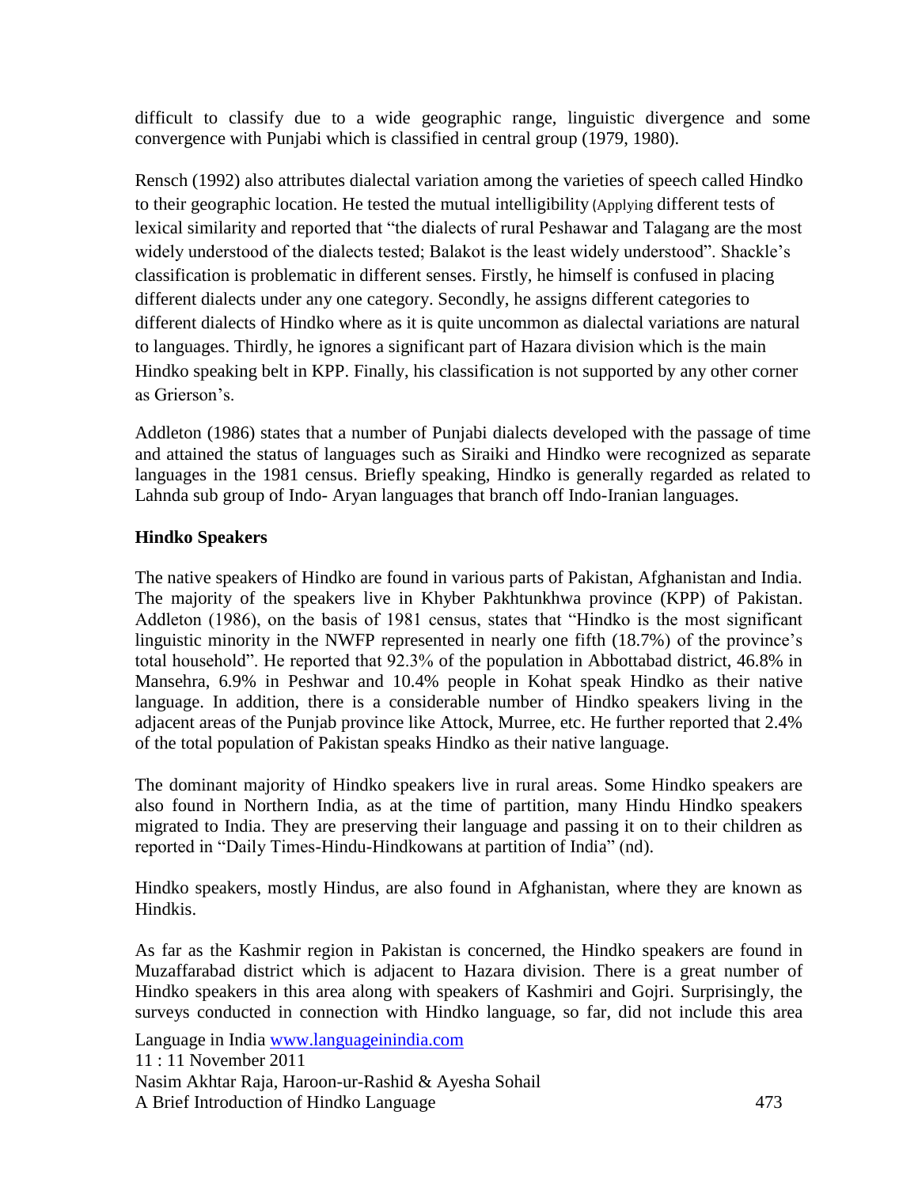difficult to classify due to a wide geographic range, linguistic divergence and some convergence with Punjabi which is classified in central group (1979, 1980).

Rensch (1992) also attributes dialectal variation among the varieties of speech called Hindko to their geographic location. He tested the mutual intelligibility (Applying different tests of lexical similarity and reported that "the dialects of rural Peshawar and Talagang are the most widely understood of the dialects tested; Balakot is the least widely understood". Shackle's classification is problematic in different senses. Firstly, he himself is confused in placing different dialects under any one category. Secondly, he assigns different categories to different dialects of Hindko where as it is quite uncommon as dialectal variations are natural to languages. Thirdly, he ignores a significant part of Hazara division which is the main Hindko speaking belt in KPP. Finally, his classification is not supported by any other corner as Grierson's.

Addleton (1986) states that a number of Punjabi dialects developed with the passage of time and attained the status of languages such as Siraiki and Hindko were recognized as separate languages in the 1981 census. Briefly speaking, Hindko is generally regarded as related to Lahnda sub group of Indo- Aryan languages that branch off Indo-Iranian languages.

**Hindko Speakers**

The native speakers of Hindko are found in various parts of Pakistan, Afghanistan and India. The majority of the speakers live in Khyber Pakhtunkhwa province (KPP) of Pakistan. Addleton (1986), on the basis of 1981 census, states that "Hindko is the most significant linguistic minority in the NWFP represented in nearly one fifth (18.7%) of the province's total household". He reported that 92.3% of the population in Abbottabad district, 46.8% in Mansehra, 6.9% in Peshwar and 10.4% people in Kohat speak Hindko as their native language. In addition, there is a considerable number of Hindko speakers living in the adjacent areas of the Punjab province like Attock, Murree, etc. He further reported that 2.4% of the total population of Pakistan speaks Hindko as their native language.

The dominant majority of Hindko speakers live in rural areas. Some Hindko speakers are also found in Northern India, as at the time of partition, many Hindu Hindko speakers migrated to India. They are preserving their language and passing it on to their children as reported in "Daily Times-Hindu-Hindkowans at partition of India" (nd).

Hindko speakers, mostly Hindus, are also found in Afghanistan, where they are known as Hindkis.

As far as the Kashmir region in Pakistan is concerned, the Hindko speakers are found in Muzaffarabad district which is adjacent to Hazara division. There is a great number of Hindko speakers in this area along with speakers of Kashmiri and Gojri. Surprisingly, the surveys conducted in connection with Hindko language, so far, did not include this area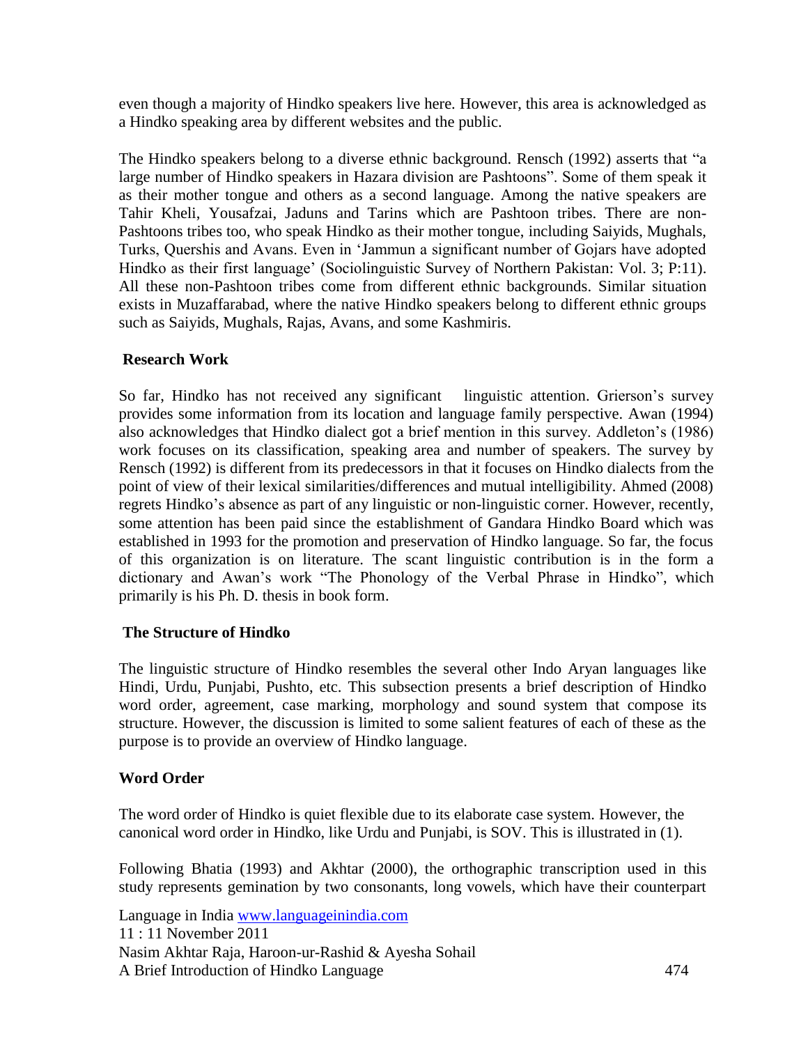even though a majority of Hindko speakers live here. However, this area is acknowledged as a Hindko speaking area by different websites and the public.

The Hindko speakers belong to a diverse ethnic background. Rensch (1992) asserts that "a large number of Hindko speakers in Hazara division are Pashtoons". Some of them speak it as their mother tongue and others as a second language. Among the native speakers are Tahir Kheli, Yousafzai, Jaduns and Tarins which are Pashtoon tribes. There are non-Pashtoons tribes too, who speak Hindko as their mother tongue, including Saiyids, Mughals, Turks, Quershis and Avans. Even in 'Jammun a significant number of Gojars have adopted Hindko as their first language' (Sociolinguistic Survey of Northern Pakistan: Vol. 3; P:11). All these non-Pashtoon tribes come from different ethnic backgrounds. Similar situation exists in Muzaffarabad, where the native Hindko speakers belong to different ethnic groups such as Saiyids, Mughals, Rajas, Avans, and some Kashmiris.

## Research Work

So far, Hindko has not received any significant linguistic attention. Grierson's survey provides some information from its location and language family perspective. Awan (1994) also acknowledges that Hindko dialect got a brief mention in this survey. Addleton's (1986) work focuses on its classification, speaking area and number of speakers. The survey by Rensch (1992) is different from its predecessors in that it focuses on Hindko dialects from the point of view of their lexical similarities/differences and mutual intelligibility. Ahmed (2008) regrets Hindko's absence as part of any linguistic or non-linguistic corner. However, recently, some attention has been paid since the establishment of Gandara Hindko Board which was established in 1993 for the promotion and preservation of Hindko language. So far, the focus of this organization is on literature. The scant linguistic contribution is in the form a dictionary and Awan's work "The Phonology of the Verbal Phrase in Hindko", which primarily is his Ph. D. thesis in book form.

## The Structure of Hindko

The linguistic structure of Hindko resembles the several other Indo Aryan languages like Hindi, Urdu, Punjabi, Pushto, etc. This subsection presents a brief description of Hindko word order, agreement, case marking, morphology and sound system that compose its structure. However, the discussion is limited to some salient features of each of these as the purpose is to provide an overview of Hindko language.

## Word Order

The word order of Hindko is quiet flexible due to its elaborate case system. However, the canonical word order in Hindko, like Urdu and Punjabi, is SOV. This is illustrated in (1).

Following Bhatia (1993) and Akhtar (2000), the orthographic transcription used in this study represents gemination by two consonants, long vowels, which have their counterpart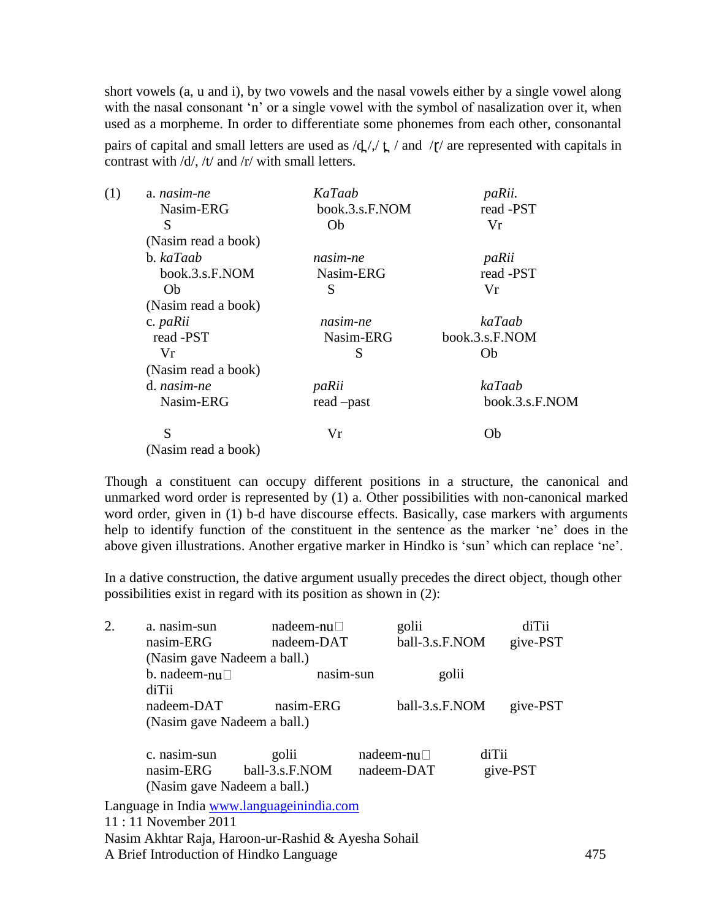short vowels (a, u and i), by two vowels and the nasal vowels either by a single vowel along with the nasal consonant 'n' or a single vowel with the symbol of nasalization over it, when used as a morpheme. In order to differentiate some phonemes from each other, consonantal pairs of capital and small letters are used as /ḍ/,/ ṭ / and /ɽ/ are represented with capitals in contrast with /d/, /t/ and /r/ with small letters.

(1) a. *nasim-ne* *KaTaab* *paRii.*
Nasim-ERG book.3.s.F.NOM read -PST
S Ob Vr
(Nasim read a book)

b. *kaTaab* *nasim-ne* *paRii*
book.3.s.F.NOM Nasim-ERG read -PST
Ob S Vr
(Nasim read a book)

c. *paRii* *nasim-ne* *kaTaab*
read -PST Nasim-ERG book.3.s.F.NOM
Vr S Ob
(Nasim read a book)

d. *nasim-ne* *paRii* *kaTaab*
Nasim-ERG read –past book.3.s.F.NOM
S Vr Ob
(Nasim read a book)

Though a constituent can occupy different positions in a structure, the canonical and unmarked word order is represented by (1) a. Other possibilities with non-canonical marked word order, given in (1) b-d have discourse effects. Basically, case markers with arguments help to identify function of the constituent in the sentence as the marker 'ne' does in the above given illustrations. Another ergative marker in Hindko is 'sun' which can replace 'ne'.

In a dative construction, the dative argument usually precedes the direct object, though other possibilities exist in regard with its position as shown in (2):

2. a. nasim-sun nadeem-nu□ golii diTii
nasim-ERG nadeem-DAT ball-3.s.F.NOM give-PST
(Nasim gave Nadeem a ball.)

b. nadeem-nu□ nasim-sun golii diTii
nadeem-DAT nasim-ERG ball-3.s.F.NOM give-PST
(Nasim gave Nadeem a ball.)

c. nasim-sun golii nadeem-nu□ diTii
nasim-ERG ball-3.s.F.NOM nadeem-DAT give-PST
(Nasim gave Nadeem a ball.)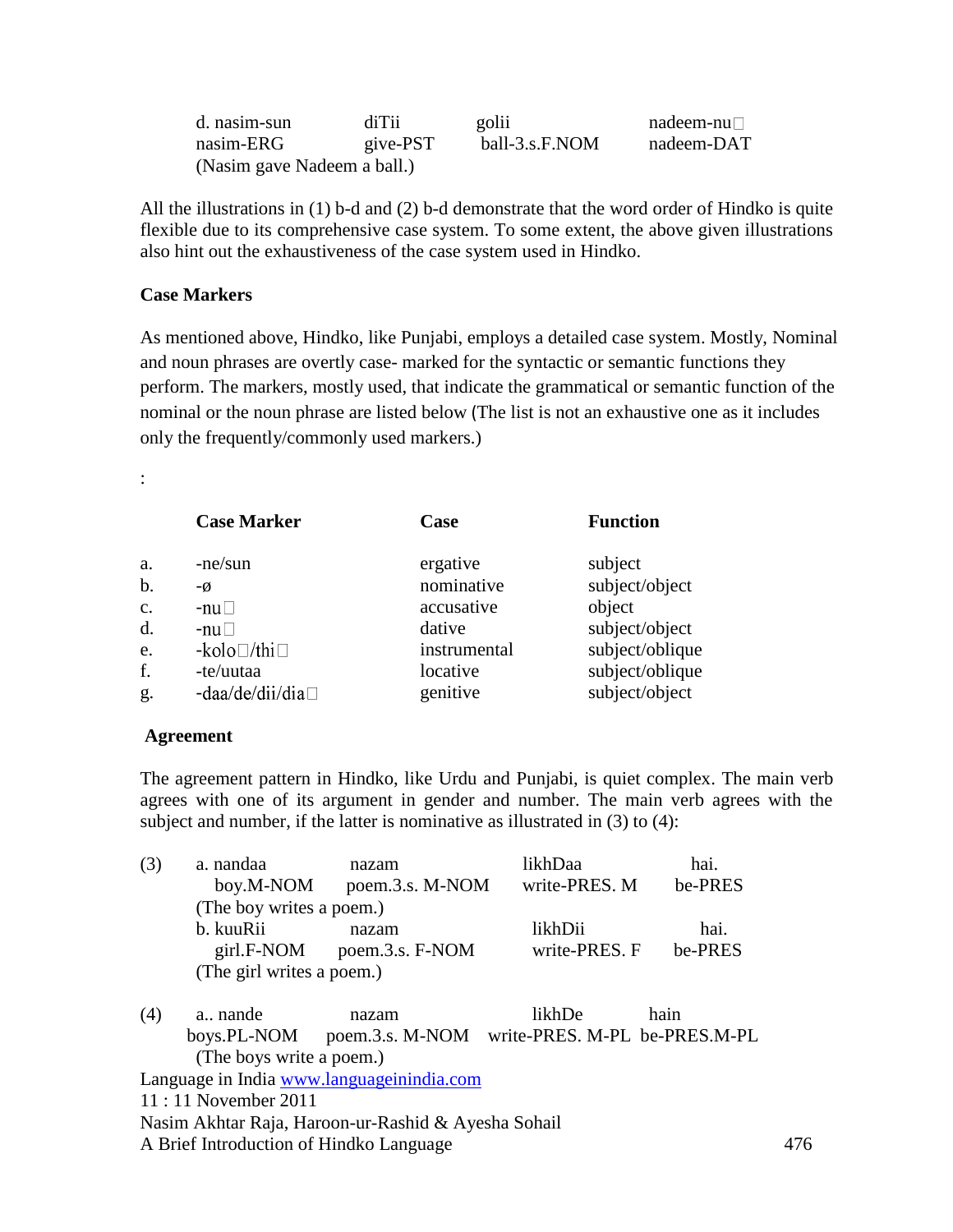d. nasim-sun      diTii      golii      nadeem-nu□
nasim-ERG      give-PST      ball-3.s.F.NOM      nadeem-DAT
(Nasim gave Nadeem a ball.)

All the illustrations in (1) b-d and (2) b-d demonstrate that the word order of Hindko is quite flexible due to its comprehensive case system. To some extent, the above given illustrations also hint out the exhaustiveness of the case system used in Hindko.

**Case Markers**

As mentioned above, Hindko, like Punjabi, employs a detailed case system. Mostly, Nominal and noun phrases are overtly case- marked for the syntactic or semantic functions they perform. The markers, mostly used, that indicate the grammatical or semantic function of the nominal or the noun phrase are listed below (The list is not an exhaustive one as it includes only the frequently/commonly used markers.)

:

| | Case Marker | Case | Function |
|---|---|---|---|
| a. | -ne/sun | ergative | subject |
| b. | -ø | nominative | subject/object |
| c. | -nu□ | accusative | object |
| d. | -nu□ | dative | subject/object |
| e. | -kolo□/thi□ | instrumental | subject/oblique |
| f. | -te/uutaa | locative | subject/oblique |
| g. | -daa/de/dii/dia□ | genitive | subject/object |

**Agreement**

The agreement pattern in Hindko, like Urdu and Punjabi, is quiet complex. The main verb agrees with one of its argument in gender and number. The main verb agrees with the subject and number, if the latter is nominative as illustrated in (3) to (4):

(3) a. nandaa      nazam      likhDaa      hai.
boy.M-NOM      poem.3.s. M-NOM      write-PRES. M      be-PRES
(The boy writes a poem.)

b. kuuRii      nazam      likhDii      hai.
girl.F-NOM      poem.3.s. F-NOM      write-PRES. F      be-PRES
(The girl writes a poem.)

(4) a.. nande      nazam      likhDe      hain
boys.PL-NOM      poem.3.s. M-NOM      write-PRES. M-PL      be-PRES.M-PL
(The boys write a poem.)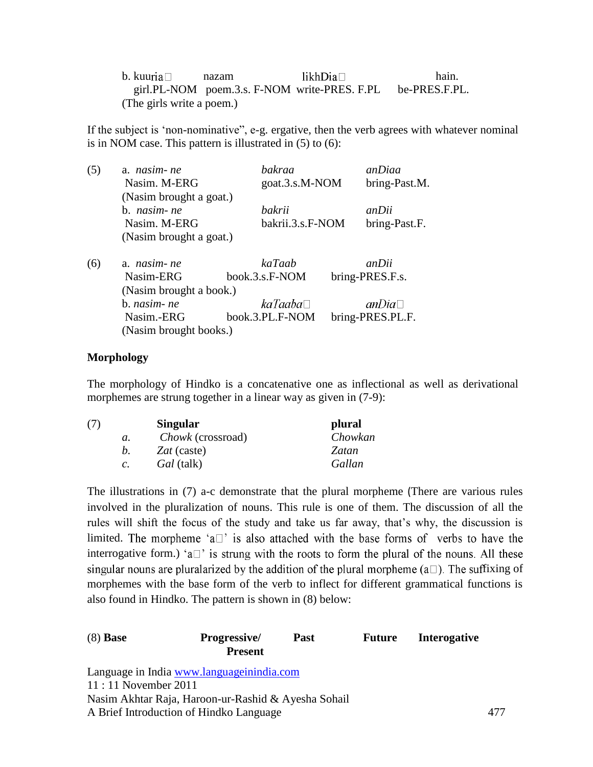b. kuuria□ nazam likhDia□ hain.
girl.PL-NOM poem.3.s. F-NOM write-PRES. F.PL be-PRES.F.PL.
(The girls write a poem.)

If the subject is 'non-nominative", e-g. ergative, then the verb agrees with whatever nominal is in NOM case. This pattern is illustrated in (5) to (6):

(5) a. *nasim- ne* *bakraa* *anDiaa*
Nasim. M-ERG goat.3.s.M-NOM bring-Past.M.
(Nasim brought a goat.)
b. *nasim- ne* *bakrii* *anDii*
Nasim. M-ERG bakrii.3.s.F-NOM bring-Past.F.
(Nasim brought a goat.)

(6) a. *nasim- ne* *kaTaab* *anDii*
Nasim-ERG book.3.s.F-NOM bring-PRES.F.s.
(Nasim brought a book.)
b. *nasim- ne* *kaTaaba□* *anDia□*
Nasim.-ERG book.3.PL.F-NOM bring-PRES.PL.F.
(Nasim brought books.)

**Morphology**

The morphology of Hindko is a concatenative one as inflectional as well as derivational morphemes are strung together in a linear way as given in (7-9):

| (7) | | **Singular** | **plural** |
|---|---|---|---|
| | *a.* | *Chowk* (crossroad) | *Chowkan* |
| | *b.* | *Zat* (caste) | *Zatan* |
| | *c.* | *Gal* (talk) | *Gallan* |

The illustrations in (7) a-c demonstrate that the plural morpheme (There are various rules involved in the pluralization of nouns. This rule is one of them. The discussion of all the rules will shift the focus of the study and take us far away, that's why, the discussion is limited. The morpheme 'a□' is also attached with the base forms of verbs to have the interrogative form.) 'a□' is strung with the roots to form the plural of the nouns. All these singular nouns are pluralarized by the addition of the plural morpheme (a□). The suffixing of morphemes with the base form of the verb to inflect for different grammatical functions is also found in Hindko. The pattern is shown in (8) below:

| (8) **Base** | **Progressive/ Present** | **Past** | **Future** | **Interogative** |
|---|---|---|---|---|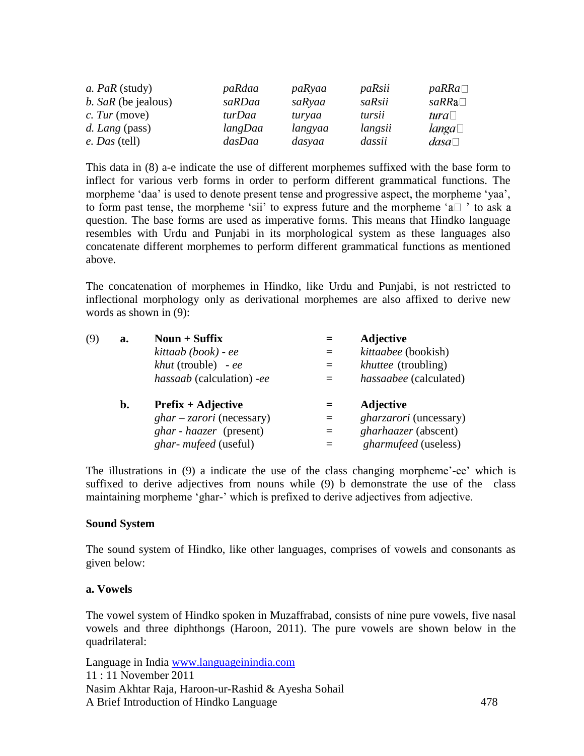| | | | | |
|---|---|---|---|---|
| a. *PaR* (study) | *paRdaa* | *paRyaa* | *paRsii* | *paRRa*□ |
| b. *SaR* (be jealous) | *saRDaa* | *saRyaa* | *saRsii* | *saRRa*□ |
| c. *Tur* (move) | *turDaa* | *turyaa* | *tursii* | *tura*□ |
| d. *Lang* (pass) | *langDaa* | *langyaa* | *langsii* | *langa*□ |
| e. *Das* (tell) | *dasDaa* | *dasyaa* | *dassii* | *dasa*□ |

This data in (8) a-e indicate the use of different morphemes suffixed with the base form to inflect for various verb forms in order to perform different grammatical functions. The morpheme 'daa' is used to denote present tense and progressive aspect, the morpheme 'yaa', to form past tense, the morpheme 'sii' to express future and the morpheme 'a□ ' to ask a question. The base forms are used as imperative forms. This means that Hindko language resembles with Urdu and Punjabi in its morphological system as these languages also concatenate different morphemes to perform different grammatical functions as mentioned above.

The concatenation of morphemes in Hindko, like Urdu and Punjabi, is not restricted to inflectional morphology only as derivational morphemes are also affixed to derive new words as shown in (9):

| | | | | |
|---|---|---|---|---|
| (9) | **a.** | **Noun + Suffix** | **=** | **Adjective** |
| | | *kittaab (book) - ee* | = | *kittaabee* (bookish) |
| | | *khut* (trouble) - *ee* | = | *khuttee* (troubling) |
| | | *hassaab* (calculation) -*ee* | = | *hassaabee* (calculated) |
| | **b.** | **Prefix + Adjective** | **=** | **Adjective** |
| | | *ghar – zarori* (necessary) | = | *gharzarori* (uncessary) |
| | | *ghar - haazer* (present) | = | *gharhaazer* (abscent) |
| | | *ghar- mufeed* (useful) | = | *gharmufeed* (useless) |

The illustrations in (9) a indicate the use of the class changing morpheme'-ee' which is suffixed to derive adjectives from nouns while (9) b demonstrate the use of the class maintaining morpheme 'ghar-' which is prefixed to derive adjectives from adjective.

## Sound System

The sound system of Hindko, like other languages, comprises of vowels and consonants as given below:

### a. Vowels

The vowel system of Hindko spoken in Muzaffrabad, consists of nine pure vowels, five nasal vowels and three diphthongs (Haroon, 2011). The pure vowels are shown below in the quadrilateral: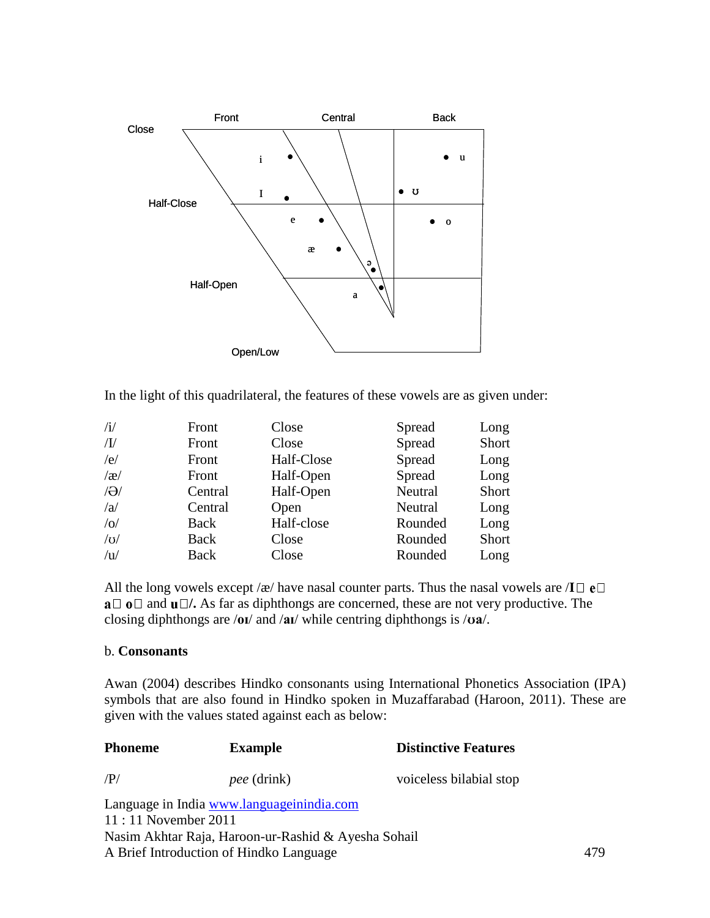Front
Central
Back
Close
Half-Close
Half-Open
Open/Low
i
I
e
æ
ə
a
u
ʊ
o

In the light of this quadrilateral, the features of these vowels are as given under:

| | | | | |
|---|---|---|---|---|
| /i/ | Front | Close | Spread | Long |
| /I/ | Front | Close | Spread | Short |
| /e/ | Front | Half-Close | Spread | Long |
| /æ/ | Front | Half-Open | Spread | Long |
| /Ə/ | Central | Half-Open | Neutral | Short |
| /a/ | Central | Open | Neutral | Long |
| /o/ | Back | Half-close | Rounded | Long |
| /ʊ/ | Back | Close | Rounded | Short |
| /u/ | Back | Close | Rounded | Long |

All the long vowels except /æ/ have nasal counter parts. Thus the nasal vowels are /**I**□ **e**□ **a**□ **o**□ and **u**□/. As far as diphthongs are concerned, these are not very productive. The closing diphthongs are /**oɪ**/ and /**aɪ**/ while centring diphthongs is /**ʊa**/.

b. **Consonants**

Awan (2004) describes Hindko consonants using International Phonetics Association (IPA) symbols that are also found in Hindko spoken in Muzaffarabad (Haroon, 2011). These are given with the values stated against each as below:

| Phoneme | Example | Distinctive Features |
|---|---|---|
| /P/ | *pee* (drink) | voiceless bilabial stop |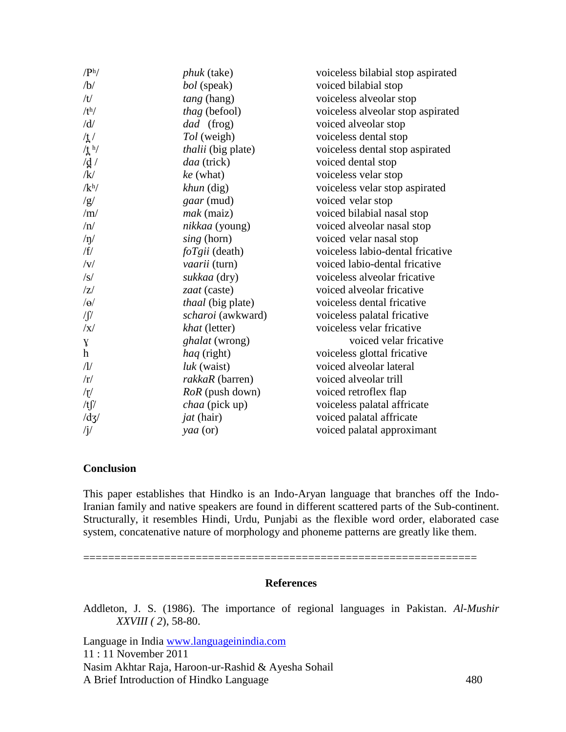| | | |
|---|---|---|
| /Pʰ/ | *phuk* (take) | voiceless bilabial stop aspirated |
| /b/ | *bol* (speak) | voiced bilabial stop |
| /t/ | *tang* (hang) | voiceless alveolar stop |
| /tʰ/ | *thag* (befool) | voiceless alveolar stop aspirated |
| /d/ | *dad* (frog) | voiced alveolar stop |
| /t̪/ | *Tol* (weigh) | voiceless dental stop |
| /t̪ʰ/ | *thalii* (big plate) | voiceless dental stop aspirated |
| /d̪/ | *daa* (trick) | voiced dental stop |
| /k/ | *ke* (what) | voiceless velar stop |
| /kʰ/ | *khun* (dig) | voiceless velar stop aspirated |
| /g/ | *gaar* (mud) | voiced velar stop |
| /m/ | *mak* (maiz) | voiced bilabial nasal stop |
| /n/ | *nikkaa* (young) | voiced alveolar nasal stop |
| /ŋ/ | *sing* (horn) | voiced velar nasal stop |
| /f/ | *foTgii* (death) | voiceless labio-dental fricative |
| /v/ | *vaarii* (turn) | voiced labio-dental fricative |
| /s/ | *sukkaa* (dry) | voiceless alveolar fricative |
| /z/ | *zaat* (caste) | voiced alveolar fricative |
| /ɵ/ | *thaal* (big plate) | voiceless dental fricative |
| /ʃ/ | *scharoi* (awkward) | voiceless palatal fricative |
| /x/ | *khat* (letter) | voiceless velar fricative |
| ɣ | *ghalat* (wrong) | voiced velar fricative |
| h | *haq* (right) | voiceless glottal fricative |
| /l/ | *luk* (waist) | voiced alveolar lateral |
| /r/ | *rakkaR* (barren) | voiced alveolar trill |
| /ɽ/ | *RoR* (push down) | voiced retroflex flap |
| /tʃ/ | *chaa* (pick up) | voiceless palatal affricate |
| /dʒ/ | *jat* (hair) | voiced palatal affricate |
| /j/ | *yaa* (or) | voiced palatal approximant |

## Conclusion

This paper establishes that Hindko is an Indo-Aryan language that branches off the Indo-Iranian family and native speakers are found in different scattered parts of the Sub-continent. Structurally, it resembles Hindi, Urdu, Punjabi as the flexible word order, elaborated case system, concatenative nature of morphology and phoneme patterns are greatly like them.

================================================================

## References

Addleton, J. S. (1986). The importance of regional languages in Pakistan. *Al-Mushir XXVIII ( 2*), 58-80.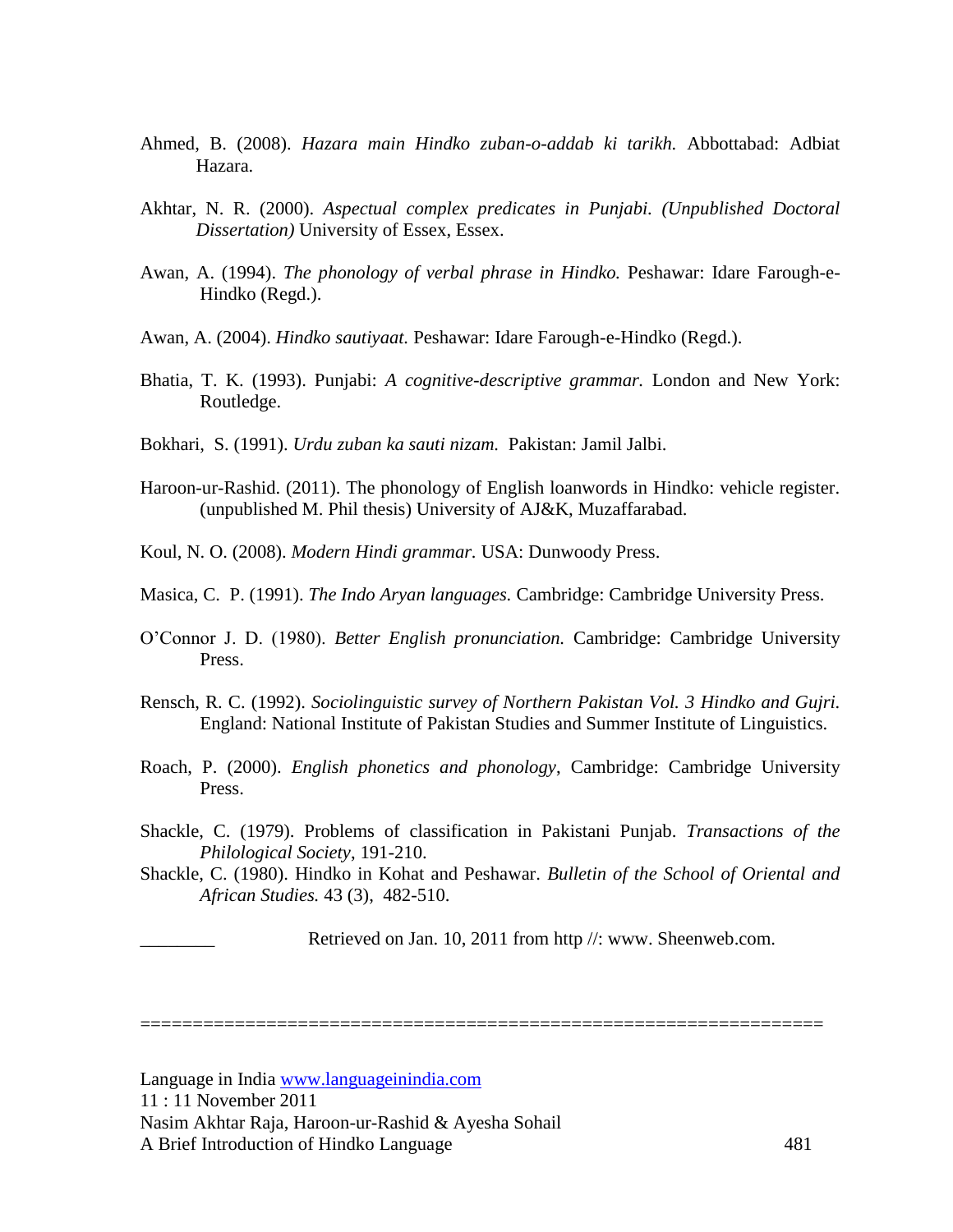Ahmed, B. (2008). *Hazara main Hindko zuban-o-addab ki tarikh.* Abbottabad: Adbiat Hazara.

Akhtar, N. R. (2000). *Aspectual complex predicates in Punjabi. (Unpublished Doctoral Dissertation)* University of Essex, Essex.

Awan, A. (1994). *The phonology of verbal phrase in Hindko.* Peshawar: Idare Farough-e-Hindko (Regd.).

Awan, A. (2004). *Hindko sautiyaat.* Peshawar: Idare Farough-e-Hindko (Regd.).

Bhatia, T. K. (1993). Punjabi: *A cognitive-descriptive grammar.* London and New York: Routledge.

Bokhari, S. (1991). *Urdu zuban ka sauti nizam.* Pakistan: Jamil Jalbi.

Haroon-ur-Rashid. (2011). The phonology of English loanwords in Hindko: vehicle register. (unpublished M. Phil thesis) University of AJ&K, Muzaffarabad.

Koul, N. O. (2008). *Modern Hindi grammar.* USA: Dunwoody Press.

Masica, C. P. (1991). *The Indo Aryan languages.* Cambridge: Cambridge University Press.

O'Connor J. D. (1980). *Better English pronunciation.* Cambridge: Cambridge University Press.

Rensch, R. C. (1992). *Sociolinguistic survey of Northern Pakistan Vol. 3 Hindko and Gujri.* England: National Institute of Pakistan Studies and Summer Institute of Linguistics.

Roach, P. (2000). *English phonetics and phonology*, Cambridge: Cambridge University Press.

Shackle, C. (1979). Problems of classification in Pakistani Punjab. *Transactions of the Philological Society*, 191-210.

Shackle, C. (1980). Hindko in Kohat and Peshawar. *Bulletin of the School of Oriental and African Studies.* 43 (3), 482-510.

________ Retrieved on Jan. 10, 2011 from http //: www. Sheenweb.com.

================================================================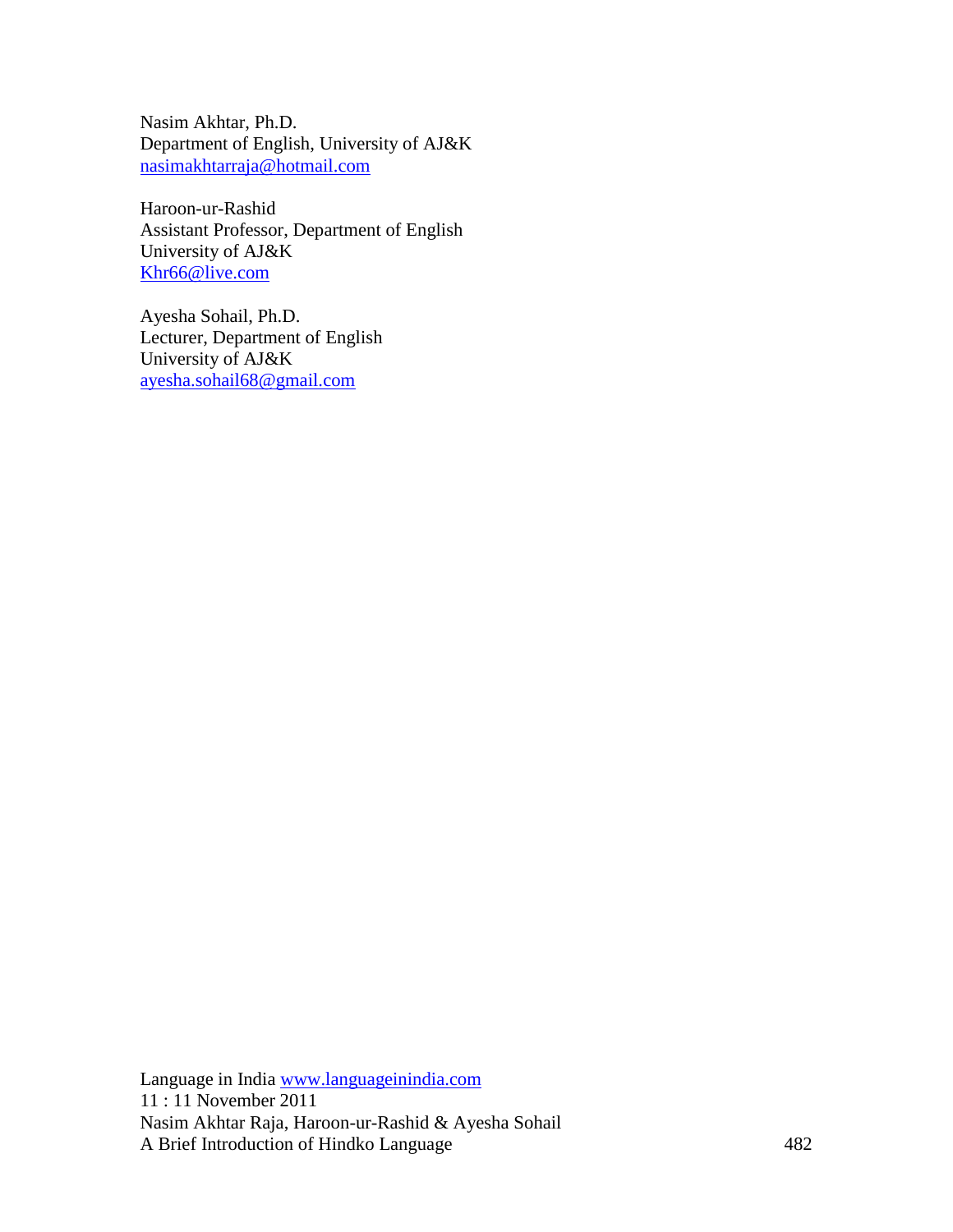Nasim Akhtar, Ph.D.
Department of English, University of AJ&K
nasimakhtarraja@hotmail.com

Haroon-ur-Rashid
Assistant Professor, Department of English
University of AJ&K
Khr66@live.com

Ayesha Sohail, Ph.D.
Lecturer, Department of English
University of AJ&K
ayesha.sohail68@gmail.com